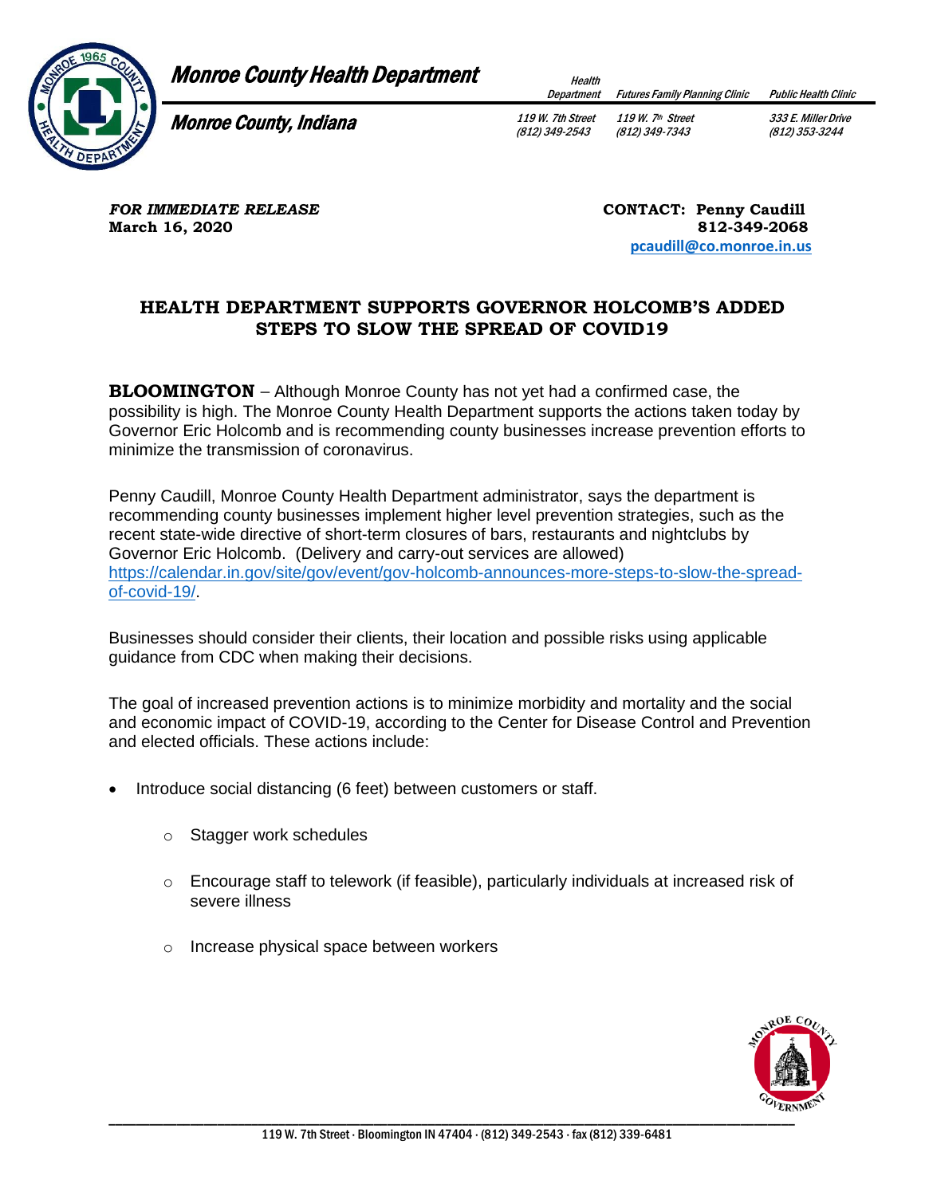# Monroe County Health Department

**Monroe County, Indiana**

| Health Department | Futures Family Planning Clinic | Public Health Clinic |
|---|---|---|
| 119 W. 7th Street (812) 349-2543 | 119 W. 7th Street (812) 349-7343 | 333 E. Miller Drive (812) 353-3244 |

***FOR IMMEDIATE RELEASE***
**March 16, 2020**

**CONTACT: Penny Caudill**
**812-349-2068**
**pcaudill@co.monroe.in.us**

## HEALTH DEPARTMENT SUPPORTS GOVERNOR HOLCOMB'S ADDED STEPS TO SLOW THE SPREAD OF COVID19

**BLOOMINGTON** – Although Monroe County has not yet had a confirmed case, the possibility is high. The Monroe County Health Department supports the actions taken today by Governor Eric Holcomb and is recommending county businesses increase prevention efforts to minimize the transmission of coronavirus.

Penny Caudill, Monroe County Health Department administrator, says the department is recommending county businesses implement higher level prevention strategies, such as the recent state-wide directive of short-term closures of bars, restaurants and nightclubs by Governor Eric Holcomb. (Delivery and carry-out services are allowed) https://calendar.in.gov/site/gov/event/gov-holcomb-announces-more-steps-to-slow-the-spread-of-covid-19/.

Businesses should consider their clients, their location and possible risks using applicable guidance from CDC when making their decisions.

The goal of increased prevention actions is to minimize morbidity and mortality and the social and economic impact of COVID-19, according to the Center for Disease Control and Prevention and elected officials. These actions include:

- Introduce social distancing (6 feet) between customers or staff.
  - Stagger work schedules
  - Encourage staff to telework (if feasible), particularly individuals at increased risk of severe illness
  - Increase physical space between workers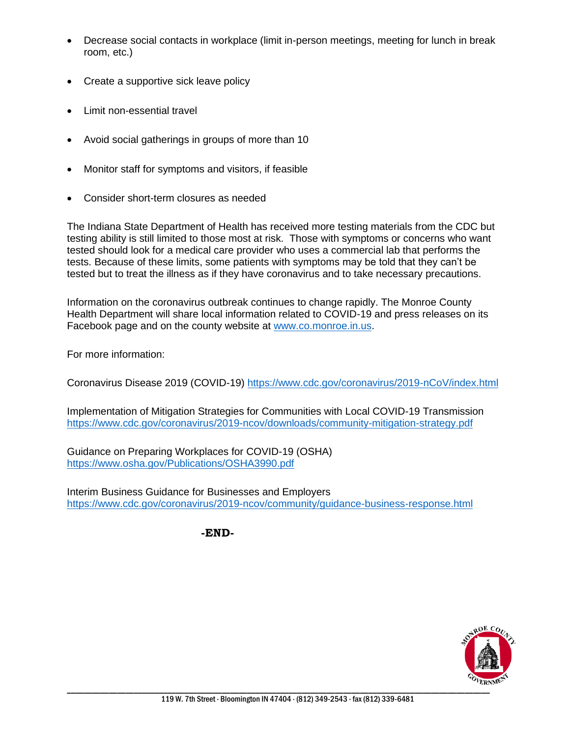- Decrease social contacts in workplace (limit in-person meetings, meeting for lunch in break room, etc.)
- Create a supportive sick leave policy
- Limit non-essential travel
- Avoid social gatherings in groups of more than 10
- Monitor staff for symptoms and visitors, if feasible
- Consider short-term closures as needed

The Indiana State Department of Health has received more testing materials from the CDC but testing ability is still limited to those most at risk. Those with symptoms or concerns who want tested should look for a medical care provider who uses a commercial lab that performs the tests. Because of these limits, some patients with symptoms may be told that they can't be tested but to treat the illness as if they have coronavirus and to take necessary precautions.

Information on the coronavirus outbreak continues to change rapidly. The Monroe County Health Department will share local information related to COVID-19 and press releases on its Facebook page and on the county website at www.co.monroe.in.us.

For more information:

Coronavirus Disease 2019 (COVID-19) https://www.cdc.gov/coronavirus/2019-nCoV/index.html

Implementation of Mitigation Strategies for Communities with Local COVID-19 Transmission
https://www.cdc.gov/coronavirus/2019-ncov/downloads/community-mitigation-strategy.pdf

Guidance on Preparing Workplaces for COVID-19 (OSHA)
https://www.osha.gov/Publications/OSHA3990.pdf

Interim Business Guidance for Businesses and Employers
https://www.cdc.gov/coronavirus/2019-ncov/community/guidance-business-response.html

**-END-**

119 W. 7th Street · Bloomington IN 47404 · (812) 349-2543 · fax (812) 339-6481